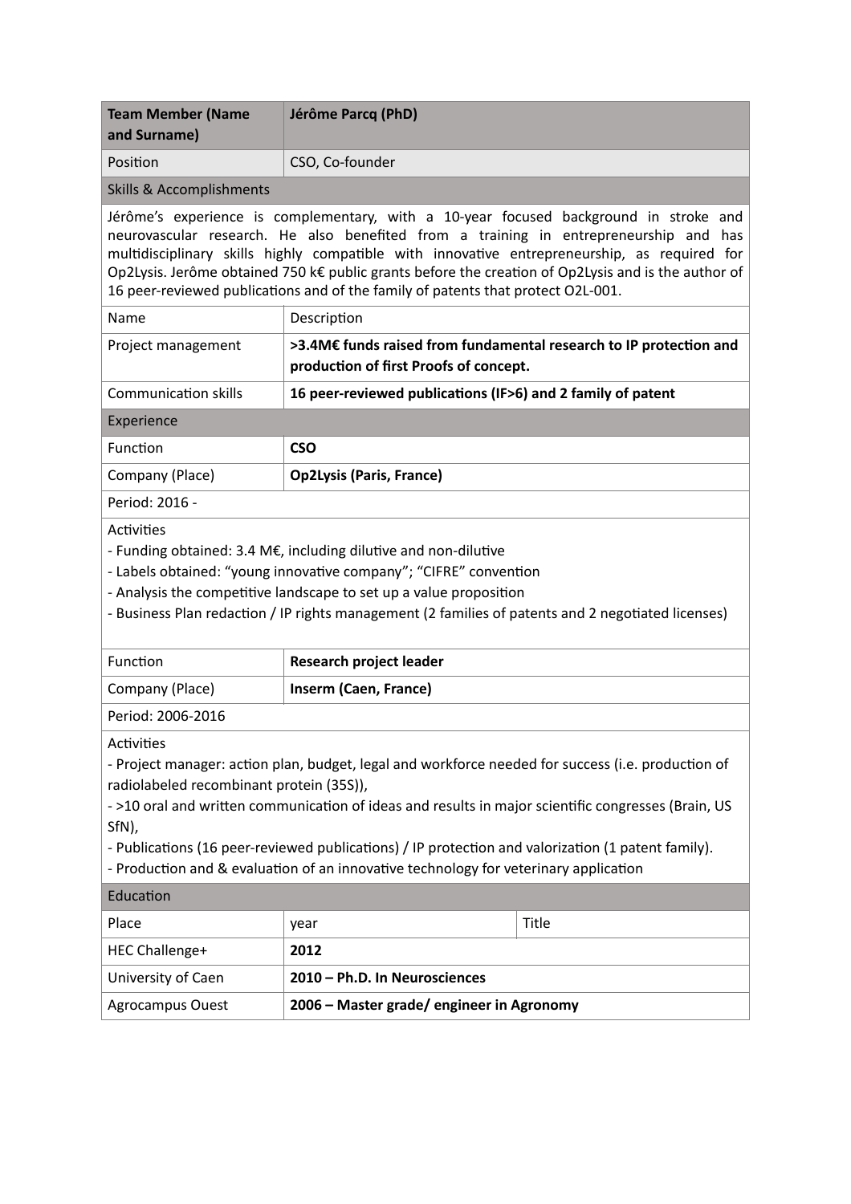| **Team Member (Name and Surname)** | **Jérôme Parcq (PhD)** | |
|---|---|---|
| Position | CSO, Co-founder | |
| Skills & Accomplishments | | |
| Jérôme's experience is complementary, with a 10-year focused background in stroke and neurovascular research. He also benefited from a training in entrepreneurship and has multidisciplinary skills highly compatible with innovative entrepreneurship, as required for Op2Lysis. Jerôme obtained 750 k€ public grants before the creation of Op2Lysis and is the author of 16 peer-reviewed publications and of the family of patents that protect O2L-001. | | |
| Name | Description | |
| Project management | **>3.4M€ funds raised from fundamental research to IP protection and production of first Proofs of concept.** | |
| Communication skills | **16 peer-reviewed publications (IF>6) and 2 family of patent** | |
| Experience | | |
| Function | **CSO** | |
| Company (Place) | **Op2Lysis (Paris, France)** | |
| Period: 2016 - | | |
| Activities<br>- Funding obtained: 3.4 M€, including dilutive and non-dilutive<br>- Labels obtained: "young innovative company"; "CIFRE" convention<br>- Analysis the competitive landscape to set up a value proposition<br>- Business Plan redaction / IP rights management (2 families of patents and 2 negotiated licenses) | | |
| Function | **Research project leader** | |
| Company (Place) | **Inserm (Caen, France)** | |
| Period: 2006-2016 | | |
| Activities<br>- Project manager: action plan, budget, legal and workforce needed for success (i.e. production of radiolabeled recombinant protein (35S)),<br>- >10 oral and written communication of ideas and results in major scientific congresses (Brain, US SfN),<br>- Publications (16 peer-reviewed publications) / IP protection and valorization (1 patent family).<br>- Production and & evaluation of an innovative technology for veterinary application | | |
| Education | | |
| Place | year | Title |
| HEC Challenge+ | **2012** | |
| University of Caen | **2010 – Ph.D. In Neurosciences** | |
| Agrocampus Ouest | **2006 – Master grade/ engineer in Agronomy** | |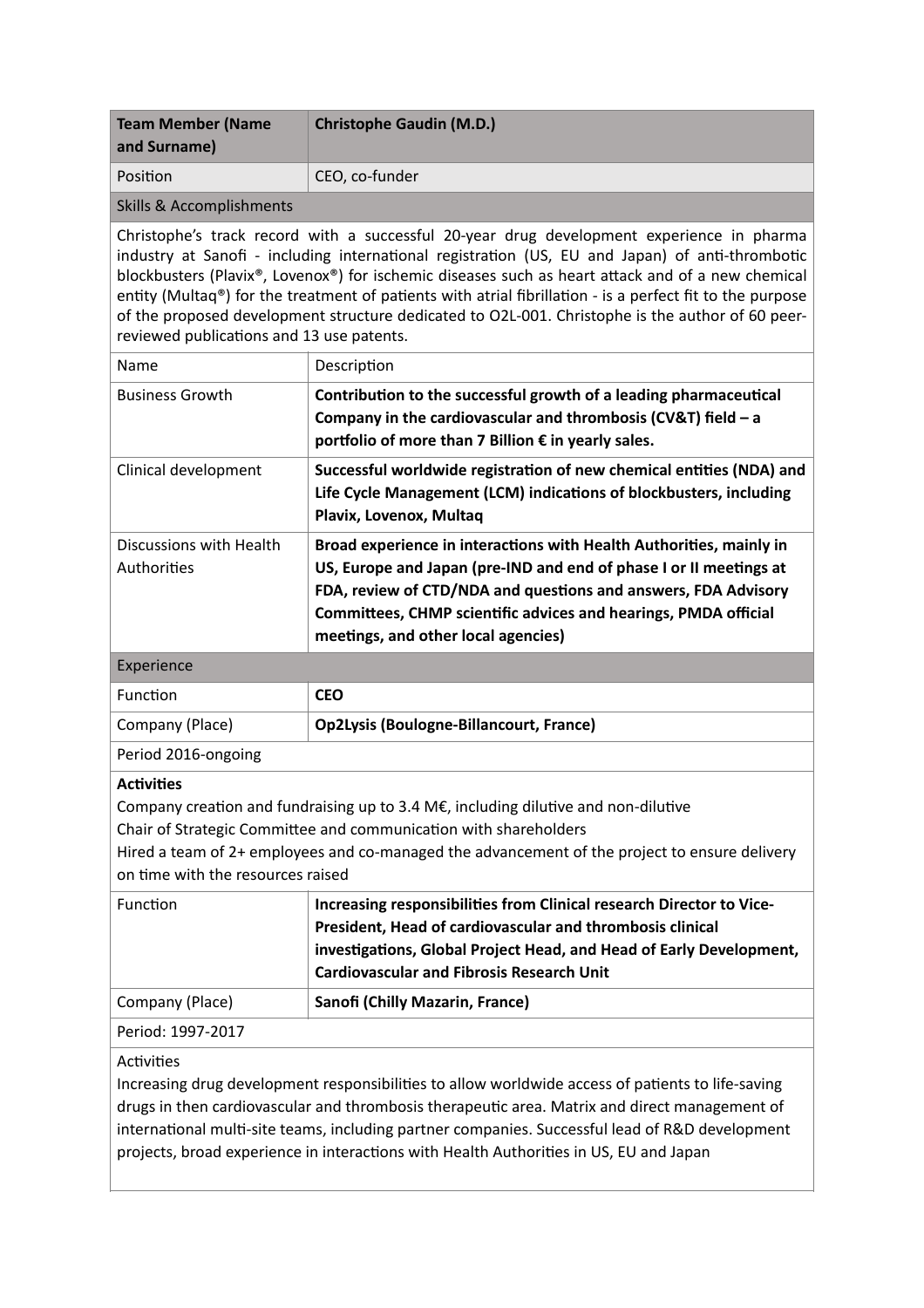| Team Member (Name and Surname) | Christophe Gaudin (M.D.) |
| --- | --- |
| Position | CEO, co-funder |
| Skills & Accomplishments | |
| Christophe's track record with a successful 20-year drug development experience in pharma industry at Sanofi - including international registration (US, EU and Japan) of anti-thrombotic blockbusters (Plavix®, Lovenox®) for ischemic diseases such as heart attack and of a new chemical entity (Multaq®) for the treatment of patients with atrial fibrillation - is a perfect fit to the purpose of the proposed development structure dedicated to O2L-001. Christophe is the author of 60 peer-reviewed publications and 13 use patents. | |
| Name | Description |
| Business Growth | **Contribution to the successful growth of a leading pharmaceutical Company in the cardiovascular and thrombosis (CV&T) field – a portfolio of more than 7 Billion € in yearly sales.** |
| Clinical development | **Successful worldwide registration of new chemical entities (NDA) and Life Cycle Management (LCM) indications of blockbusters, including Plavix, Lovenox, Multaq** |
| Discussions with Health Authorities | **Broad experience in interactions with Health Authorities, mainly in US, Europe and Japan (pre-IND and end of phase I or II meetings at FDA, review of CTD/NDA and questions and answers, FDA Advisory Committees, CHMP scientific advices and hearings, PMDA official meetings, and other local agencies)** |
| Experience | |
| Function | **CEO** |
| Company (Place) | **Op2Lysis (Boulogne-Billancourt, France)** |
| Period 2016-ongoing | |
| **Activities**<br>Company creation and fundraising up to 3.4 M€, including dilutive and non-dilutive<br>Chair of Strategic Committee and communication with shareholders<br>Hired a team of 2+ employees and co-managed the advancement of the project to ensure delivery on time with the resources raised | |
| Function | **Increasing responsibilities from Clinical research Director to Vice-President, Head of cardiovascular and thrombosis clinical investigations, Global Project Head, and Head of Early Development, Cardiovascular and Fibrosis Research Unit** |
| Company (Place) | **Sanofi (Chilly Mazarin, France)** |
| Period: 1997-2017 | |
| Activities<br>Increasing drug development responsibilities to allow worldwide access of patients to life-saving drugs in then cardiovascular and thrombosis therapeutic area. Matrix and direct management of international multi-site teams, including partner companies. Successful lead of R&D development projects, broad experience in interactions with Health Authorities in US, EU and Japan | |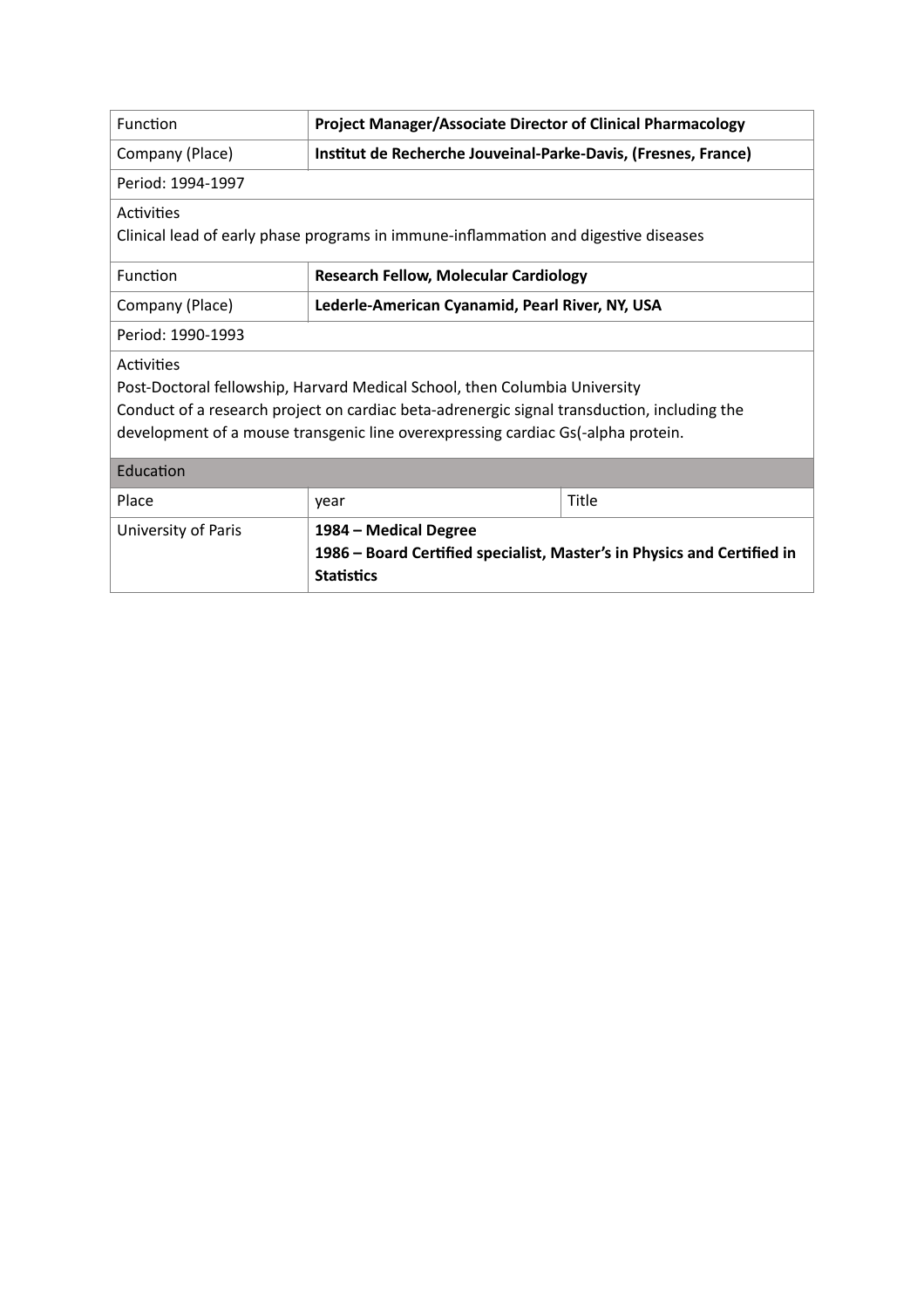| | | |
|---|---|---|
| Function | **Project Manager/Associate Director of Clinical Pharmacology** | |
| Company (Place) | **Institut de Recherche Jouveinal-Parke-Davis, (Fresnes, France)** | |
| Period: 1994-1997 | | |
| Activities<br>Clinical lead of early phase programs in immune-inflammation and digestive diseases | | |
| Function | **Research Fellow, Molecular Cardiology** | |
| Company (Place) | **Lederle-American Cyanamid, Pearl River, NY, USA** | |
| Period: 1990-1993 | | |
| Activities<br>Post-Doctoral fellowship, Harvard Medical School, then Columbia University<br>Conduct of a research project on cardiac beta-adrenergic signal transduction, including the development of a mouse transgenic line overexpressing cardiac Gs(-alpha protein. | | |
| Education | | |
| Place | year | Title |
| University of Paris | **1984 – Medical Degree**<br>**1986 – Board Certified specialist, Master's in Physics and Certified in Statistics** | |